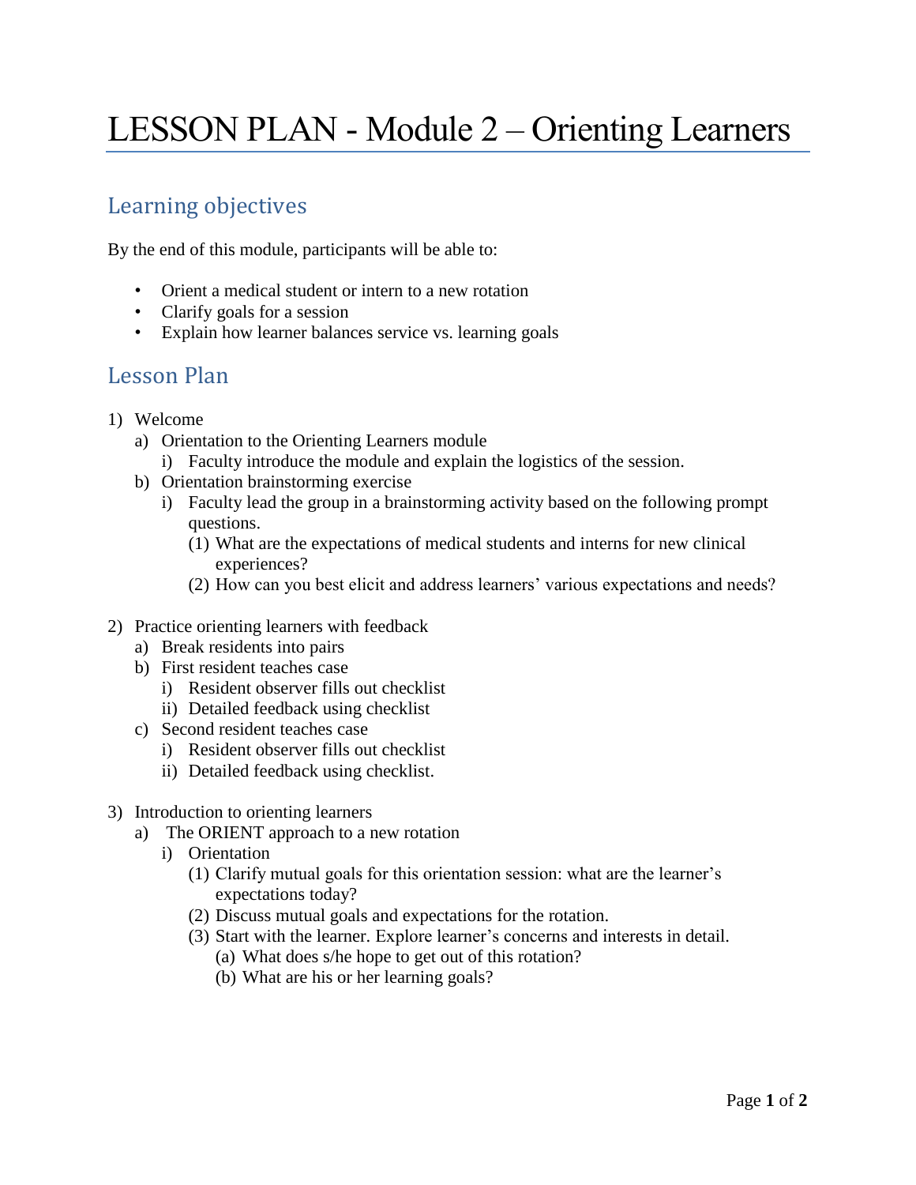# LESSON PLAN - Module 2 – Orienting Learners

## Learning objectives

By the end of this module, participants will be able to:

- Orient a medical student or intern to a new rotation
- Clarify goals for a session
- Explain how learner balances service vs. learning goals

## Lesson Plan

1) Welcome
   a) Orientation to the Orienting Learners module
      i) Faculty introduce the module and explain the logistics of the session.
   b) Orientation brainstorming exercise
      i) Faculty lead the group in a brainstorming activity based on the following prompt questions.
         (1) What are the expectations of medical students and interns for new clinical experiences?
         (2) How can you best elicit and address learners' various expectations and needs?

2) Practice orienting learners with feedback
   a) Break residents into pairs
   b) First resident teaches case
      i) Resident observer fills out checklist
      ii) Detailed feedback using checklist
   c) Second resident teaches case
      i) Resident observer fills out checklist
      ii) Detailed feedback using checklist.

3) Introduction to orienting learners
   a) The ORIENT approach to a new rotation
      i) Orientation
         (1) Clarify mutual goals for this orientation session: what are the learner's expectations today?
         (2) Discuss mutual goals and expectations for the rotation.
         (3) Start with the learner. Explore learner's concerns and interests in detail.
            (a) What does s/he hope to get out of this rotation?
            (b) What are his or her learning goals?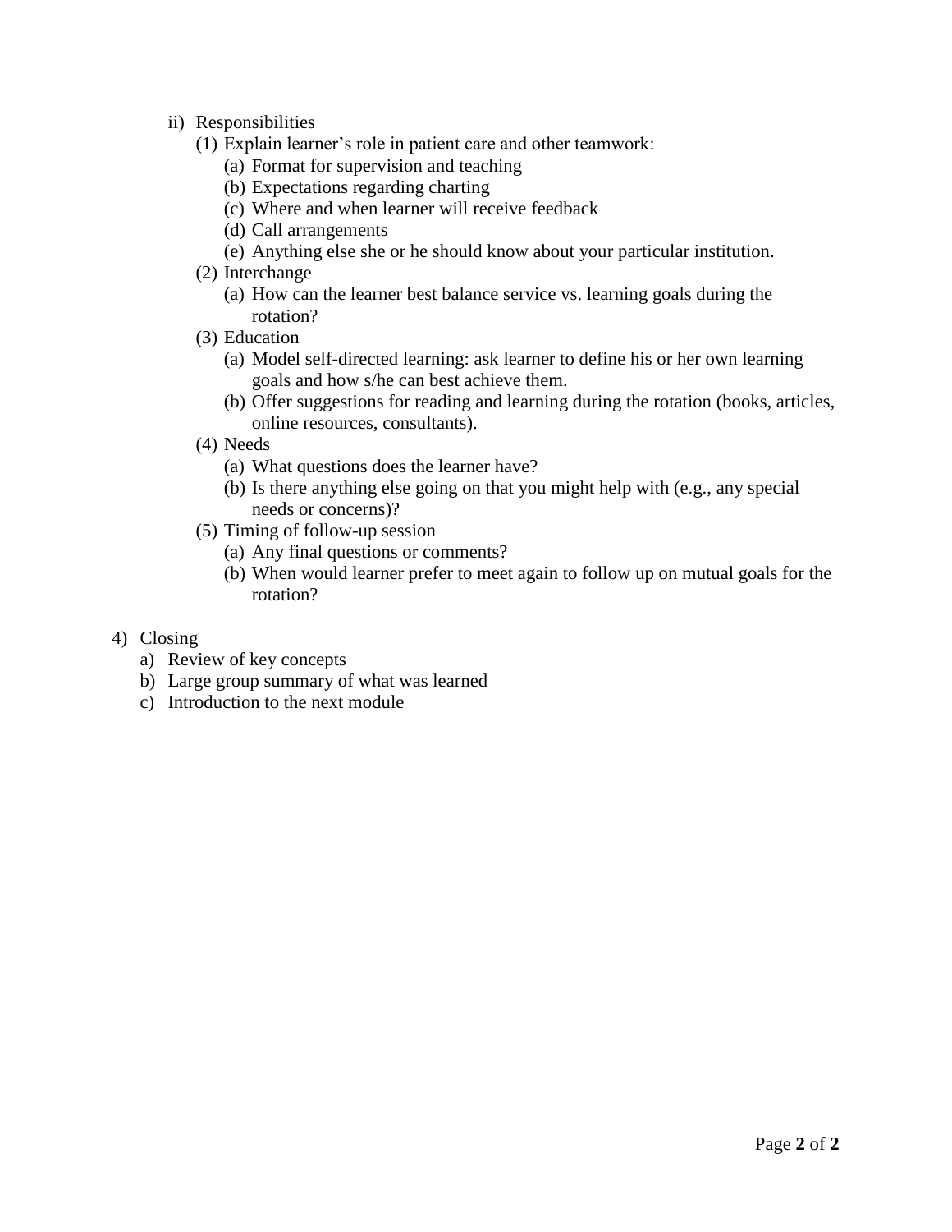- ii) Responsibilities
  - (1) Explain learner's role in patient care and other teamwork:
    - (a) Format for supervision and teaching
    - (b) Expectations regarding charting
    - (c) Where and when learner will receive feedback
    - (d) Call arrangements
    - (e) Anything else she or he should know about your particular institution.
  - (2) Interchange
    - (a) How can the learner best balance service vs. learning goals during the rotation?
  - (3) Education
    - (a) Model self-directed learning: ask learner to define his or her own learning goals and how s/he can best achieve them.
    - (b) Offer suggestions for reading and learning during the rotation (books, articles, online resources, consultants).
  - (4) Needs
    - (a) What questions does the learner have?
    - (b) Is there anything else going on that you might help with (e.g., any special needs or concerns)?
  - (5) Timing of follow-up session
    - (a) Any final questions or comments?
    - (b) When would learner prefer to meet again to follow up on mutual goals for the rotation?

4) Closing
   - a) Review of key concepts
   - b) Large group summary of what was learned
   - c) Introduction to the next module